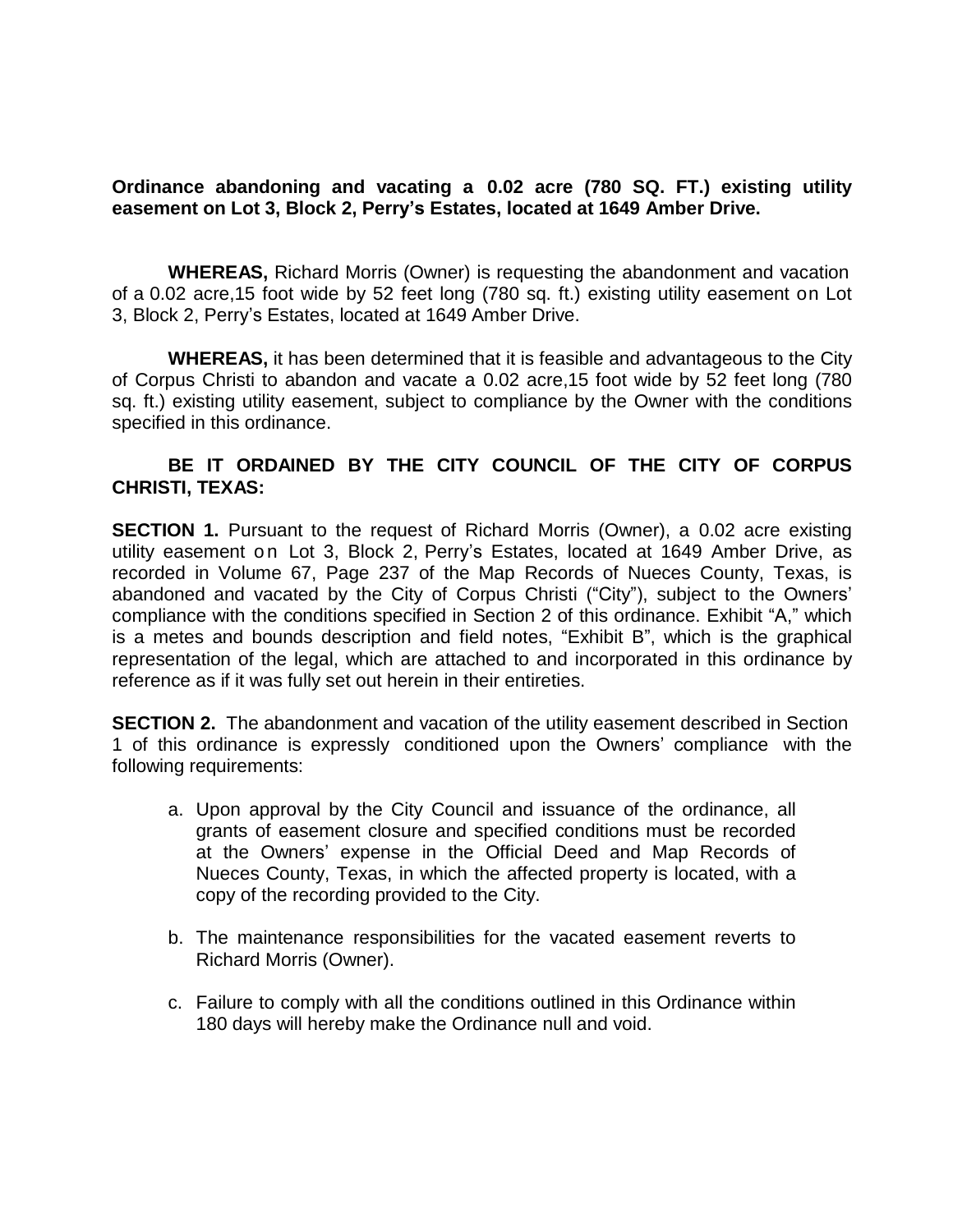**Ordinance abandoning and vacating a 0.02 acre (780 SQ. FT.) existing utility easement on Lot 3, Block 2, Perry's Estates, located at 1649 Amber Drive.**

**WHEREAS,** Richard Morris (Owner) is requesting the abandonment and vacation of a 0.02 acre,15 foot wide by 52 feet long (780 sq. ft.) existing utility easement on Lot 3, Block 2, Perry's Estates, located at 1649 Amber Drive.

**WHEREAS,** it has been determined that it is feasible and advantageous to the City of Corpus Christi to abandon and vacate a 0.02 acre,15 foot wide by 52 feet long (780 sq. ft.) existing utility easement, subject to compliance by the Owner with the conditions specified in this ordinance.

**BE IT ORDAINED BY THE CITY COUNCIL OF THE CITY OF CORPUS CHRISTI, TEXAS:**

**SECTION 1.** Pursuant to the request of Richard Morris (Owner), a 0.02 acre existing utility easement on Lot 3, Block 2, Perry's Estates, located at 1649 Amber Drive, as recorded in Volume 67, Page 237 of the Map Records of Nueces County, Texas, is abandoned and vacated by the City of Corpus Christi ("City"), subject to the Owners' compliance with the conditions specified in Section 2 of this ordinance. Exhibit "A," which is a metes and bounds description and field notes, "Exhibit B", which is the graphical representation of the legal, which are attached to and incorporated in this ordinance by reference as if it was fully set out herein in their entireties.

**SECTION 2.** The abandonment and vacation of the utility easement described in Section 1 of this ordinance is expressly conditioned upon the Owners' compliance with the following requirements:

a. Upon approval by the City Council and issuance of the ordinance, all grants of easement closure and specified conditions must be recorded at the Owners' expense in the Official Deed and Map Records of Nueces County, Texas, in which the affected property is located, with a copy of the recording provided to the City.

b. The maintenance responsibilities for the vacated easement reverts to Richard Morris (Owner).

c. Failure to comply with all the conditions outlined in this Ordinance within 180 days will hereby make the Ordinance null and void.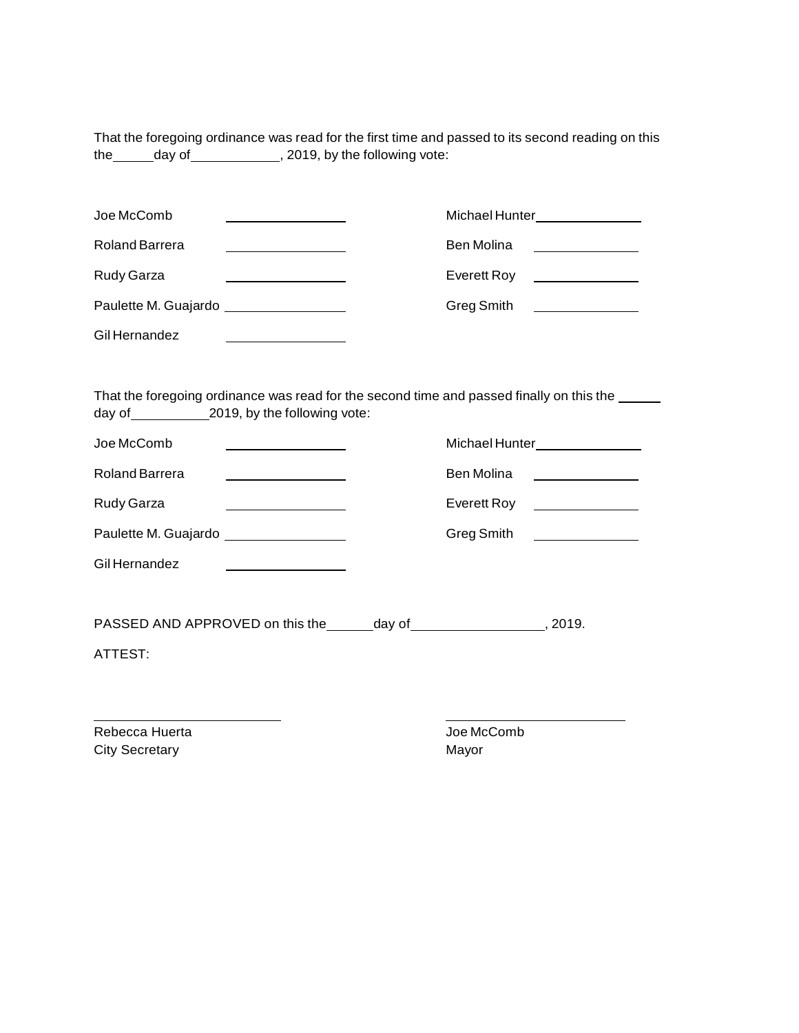That the foregoing ordinance was read for the first time and passed to its second reading on this the\_\_\_\_\_\_day of\_\_\_\_\_\_\_\_\_\_\_\_, 2019, by the following vote:

| | | | |
|---|---|---|---|
| Joe McComb | \_\_\_\_\_\_\_\_\_\_\_\_\_\_\_\_ | Michael Hunter | \_\_\_\_\_\_\_\_\_\_\_\_\_\_\_\_ |
| Roland Barrera | \_\_\_\_\_\_\_\_\_\_\_\_\_\_\_\_ | Ben Molina | \_\_\_\_\_\_\_\_\_\_\_\_\_\_\_\_ |
| Rudy Garza | \_\_\_\_\_\_\_\_\_\_\_\_\_\_\_\_ | Everett Roy | \_\_\_\_\_\_\_\_\_\_\_\_\_\_\_\_ |
| Paulette M. Guajardo | \_\_\_\_\_\_\_\_\_\_\_\_\_\_\_\_ | Greg Smith | \_\_\_\_\_\_\_\_\_\_\_\_\_\_\_\_ |
| Gil Hernandez | \_\_\_\_\_\_\_\_\_\_\_\_\_\_\_\_ | | |

That the foregoing ordinance was read for the second time and passed finally on this the \_\_\_\_\_\_ day of\_\_\_\_\_\_\_\_\_\_\_\_2019, by the following vote:

| | | | |
|---|---|---|---|
| Joe McComb | \_\_\_\_\_\_\_\_\_\_\_\_\_\_\_\_ | Michael Hunter | \_\_\_\_\_\_\_\_\_\_\_\_\_\_\_\_ |
| Roland Barrera | \_\_\_\_\_\_\_\_\_\_\_\_\_\_\_\_ | Ben Molina | \_\_\_\_\_\_\_\_\_\_\_\_\_\_\_\_ |
| Rudy Garza | \_\_\_\_\_\_\_\_\_\_\_\_\_\_\_\_ | Everett Roy | \_\_\_\_\_\_\_\_\_\_\_\_\_\_\_\_ |
| Paulette M. Guajardo | \_\_\_\_\_\_\_\_\_\_\_\_\_\_\_\_ | Greg Smith | \_\_\_\_\_\_\_\_\_\_\_\_\_\_\_\_ |
| Gil Hernandez | \_\_\_\_\_\_\_\_\_\_\_\_\_\_\_\_ | | |

PASSED AND APPROVED on this the\_\_\_\_\_\_day of\_\_\_\_\_\_\_\_\_\_\_\_\_\_\_\_\_\_, 2019.

ATTEST:

| | |
|---|---|
| \_\_\_\_\_\_\_\_\_\_\_\_\_\_\_\_\_\_\_\_\_\_\_\_\_\_ | \_\_\_\_\_\_\_\_\_\_\_\_\_\_\_\_\_\_\_\_\_\_\_\_\_\_ |
| Rebecca Huerta | Joe McComb |
| City Secretary | Mayor |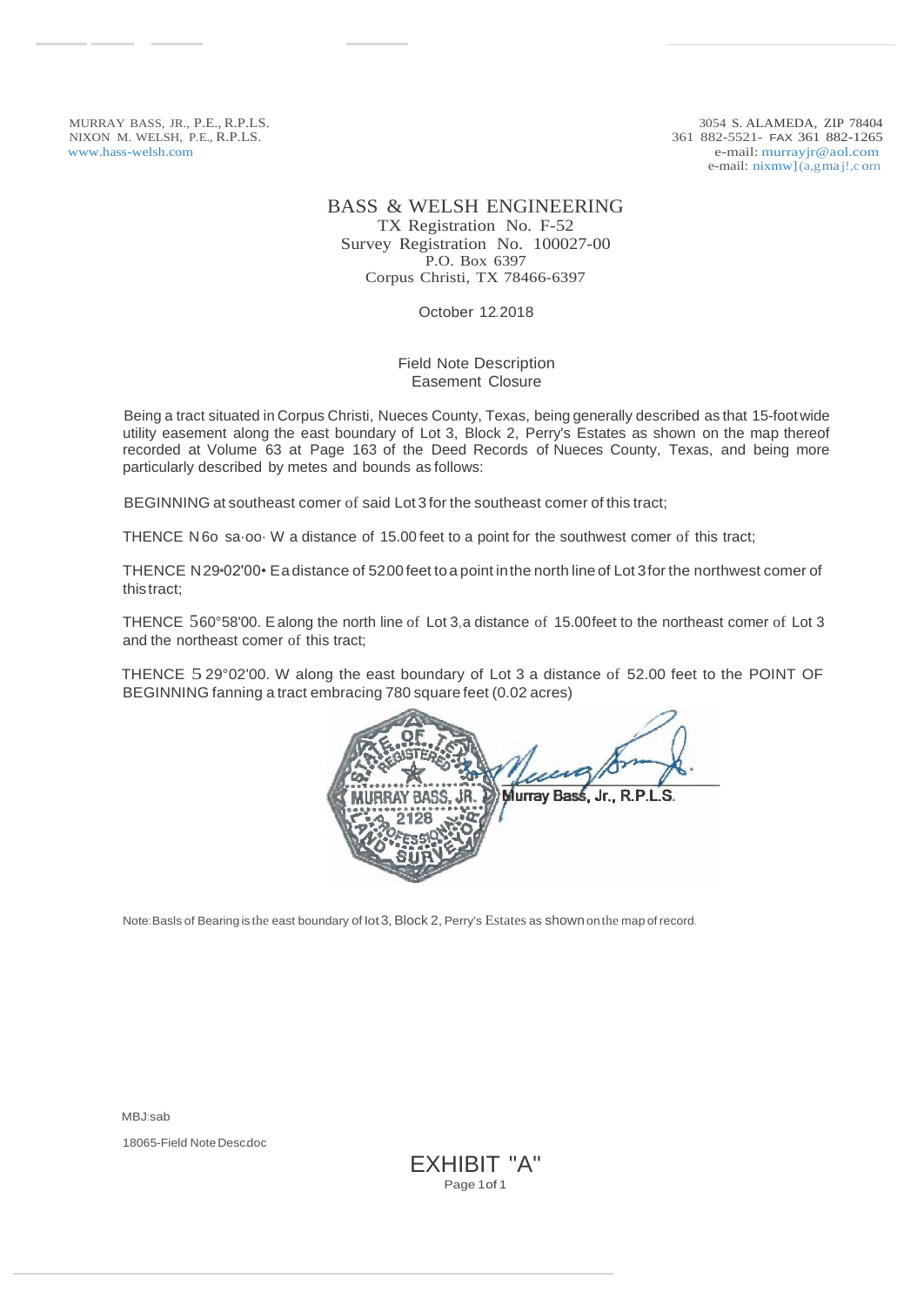MURRAY BASS, JR., P.E., R.P.L.S.
NIXON M. WELSH, P.E., R.P.L.S.
www.hass-welsh.com

3054 S. ALAMEDA, ZIP 78404
361 882-5521- FAX 361 882-1265
e-mail: murrayjr@aol.com
e-mail: nixmw](a,gmaj!,c orn

# BASS & WELSH ENGINEERING

TX Registration No. F-52
Survey Registration No. 100027-00
P.O. Box 6397
Corpus Christi, TX 78466-6397

October 12.2018

## Field Note Description
## Easement Closure

Being a tract situated in Corpus Christi, Nueces County, Texas, being generally described as that 15-foot wide utility easement along the east boundary of Lot 3, Block 2, Perry's Estates as shown on the map thereof recorded at Volume 63 at Page 163 of the Deed Records of Nueces County, Texas, and being more particularly described by metes and bounds as follows:

BEGINNING at southeast comer of said Lot 3 for the southeast comer of this tract;

THENCE N 6o sa·oo· W a distance of 15.00 feet to a point for the southwest comer of this tract;

THENCE N 29•02'00• E a distance of 52.00 feet to a point in the north line of Lot 3 for the northwest comer of this tract;

THENCE 560°58'00. E along the north line of Lot 3, a distance of 15.00 feet to the northeast comer of Lot 3 and the northeast comer of this tract;

THENCE 5 29°02'00. W along the east boundary of Lot 3 a distance of 52.00 feet to the POINT OF BEGINNING fanning a tract embracing 780 square feet (0.02 acres)

STATE OF TEXAS REGISTERED PROFESSIONAL LAND SURVEYOR MURRAY BASS, JR. 2128

Murray Bass, Jr., R.P.L.S.

Note: Basls of Bearing is the east boundary of lot 3, Block 2, Perry's Estates as shown on the map of record.

MBJ:sab

18065-Field Note Desc.doc

EXHIBIT "A"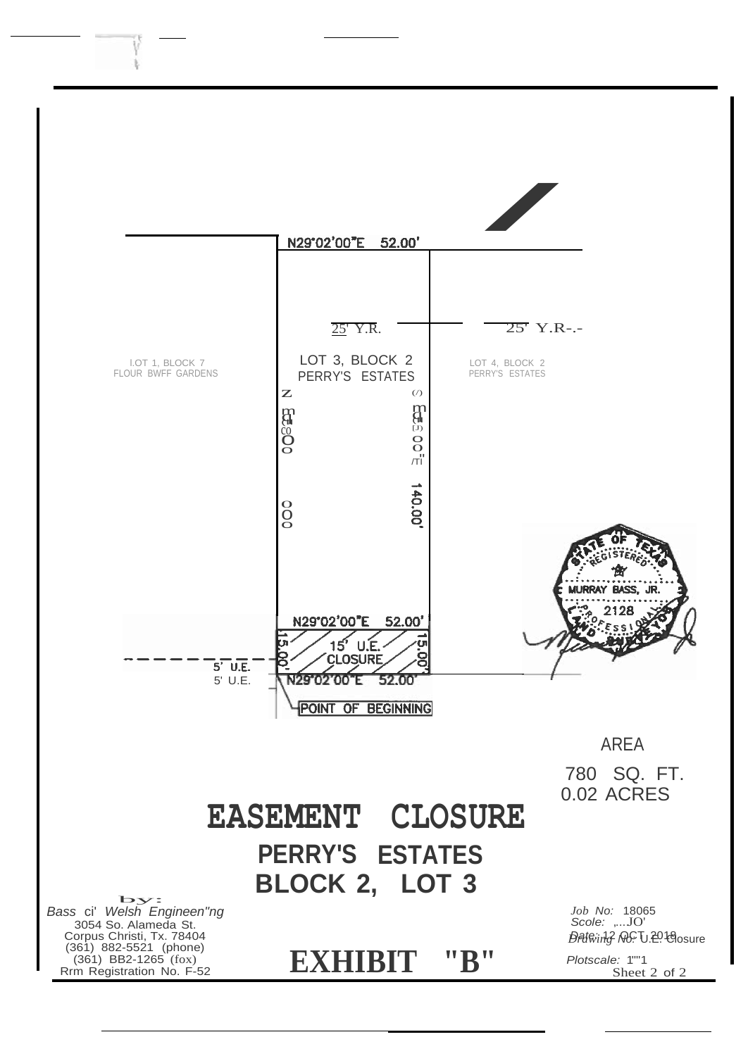N29°02'00"E 52.00'

25' Y.R.

25' Y.R.

LOT 1, BLOCK 7
FLOUR BWFF GARDENS

LOT 3, BLOCK 2
PERRY'S ESTATES

LOT 4, BLOCK 2
PERRY'S ESTATES

140.00'

N29°02'00"E 52.00'

15.00'

15' U.E.
CLOSURE

15.00'

5' U.E.

5' U.E.

N29°02'00"E 52.00'

POINT OF BEGINNING

STATE OF TEXAS
REGISTERED
MURRAY BASS, JR.
2128
PROFESSIONAL LAND SURVEYOR

AREA

780 SQ. FT.
0.02 ACRES

# EASEMENT CLOSURE

## PERRY'S ESTATES
## BLOCK 2, LOT 3

by:
*Bass & Welsh Engineering*
3054 So. Alameda St.
Corpus Christi, Tx. 78404
(361) 882-5521 (phone)
(361) 882-1265 (fax)
Firm Registration No. F-52

# EXHIBIT "B"

*Job No:* 18065
*Scale:* ...JO'
*Date:* 12 OCT 2018
*Drawing No:* U.E. Closure
*Plotscale:* 1""1
Sheet 2 of 2